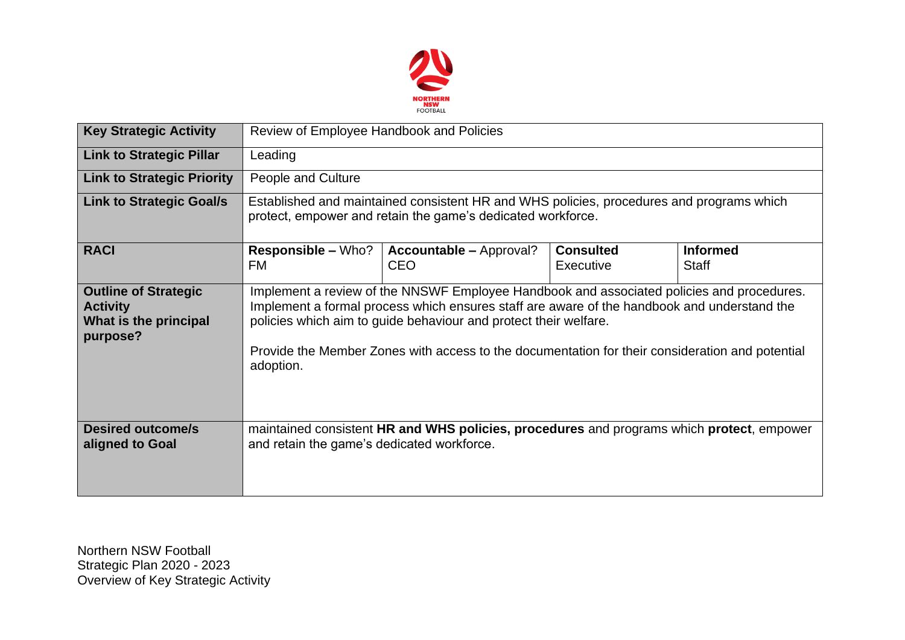| Key Strategic Activity | Review of Employee Handbook and Policies | | | |
|---|---|---|---|---|
| **Link to Strategic Pillar** | Leading | | | |
| **Link to Strategic Priority** | People and Culture | | | |
| **Link to Strategic Goal/s** | Established and maintained consistent HR and WHS policies, procedures and programs which protect, empower and retain the game's dedicated workforce. | | | |
| **RACI** | **Responsible –** Who?<br>FM | **Accountable –** Approval?<br>CEO | **Consulted**<br>Executive | **Informed**<br>Staff |
| **Outline of Strategic Activity**<br>**What is the principal purpose?** | Implement a review of the NNSWF Employee Handbook and associated policies and procedures. Implement a formal process which ensures staff are aware of the handbook and understand the policies which aim to guide behaviour and protect their welfare.<br><br>Provide the Member Zones with access to the documentation for their consideration and potential adoption. | | | |
| **Desired outcome/s aligned to Goal** | maintained consistent **HR and WHS policies, procedures** and programs which **protect**, empower and retain the game's dedicated workforce. | | | |

Northern NSW Football
Strategic Plan 2020 - 2023
Overview of Key Strategic Activity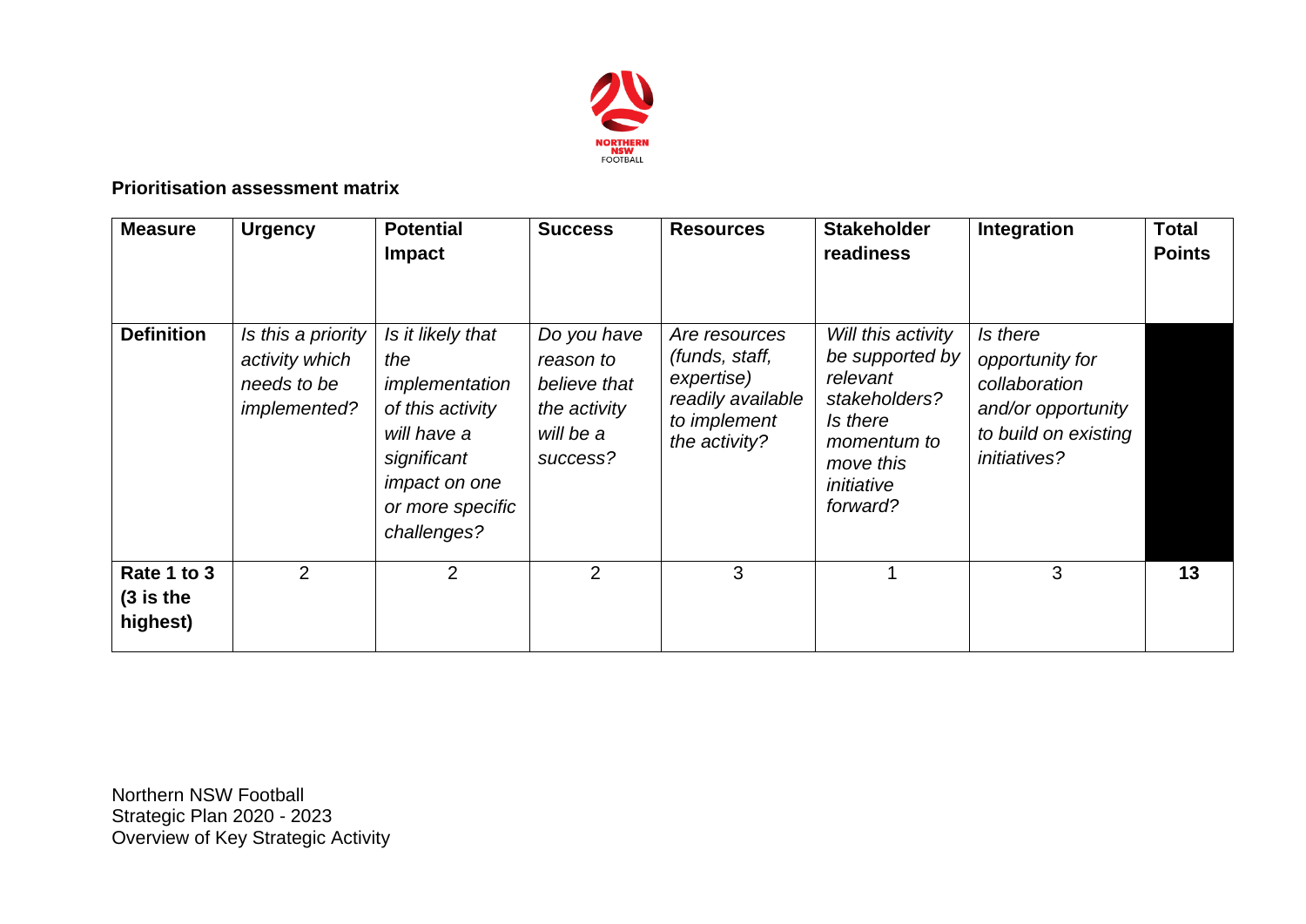**Prioritisation assessment matrix**

| Measure | Urgency | Potential Impact | Success | Resources | Stakeholder readiness | Integration | Total Points |
|---|---|---|---|---|---|---|---|
| **Definition** | *Is this a priority activity which needs to be implemented?* | *Is it likely that the implementation of this activity will have a significant impact on one or more specific challenges?* | *Do you have reason to believe that the activity will be a success?* | *Are resources (funds, staff, expertise) readily available to implement the activity?* | *Will this activity be supported by relevant stakeholders? Is there momentum to move this initiative forward?* | *Is there opportunity for collaboration and/or opportunity to build on existing initiatives?* | |
| **Rate 1 to 3 (3 is the highest)** | 2 | 2 | 2 | 3 | 1 | 3 | **13** |

Northern NSW Football
Strategic Plan 2020 - 2023
Overview of Key Strategic Activity